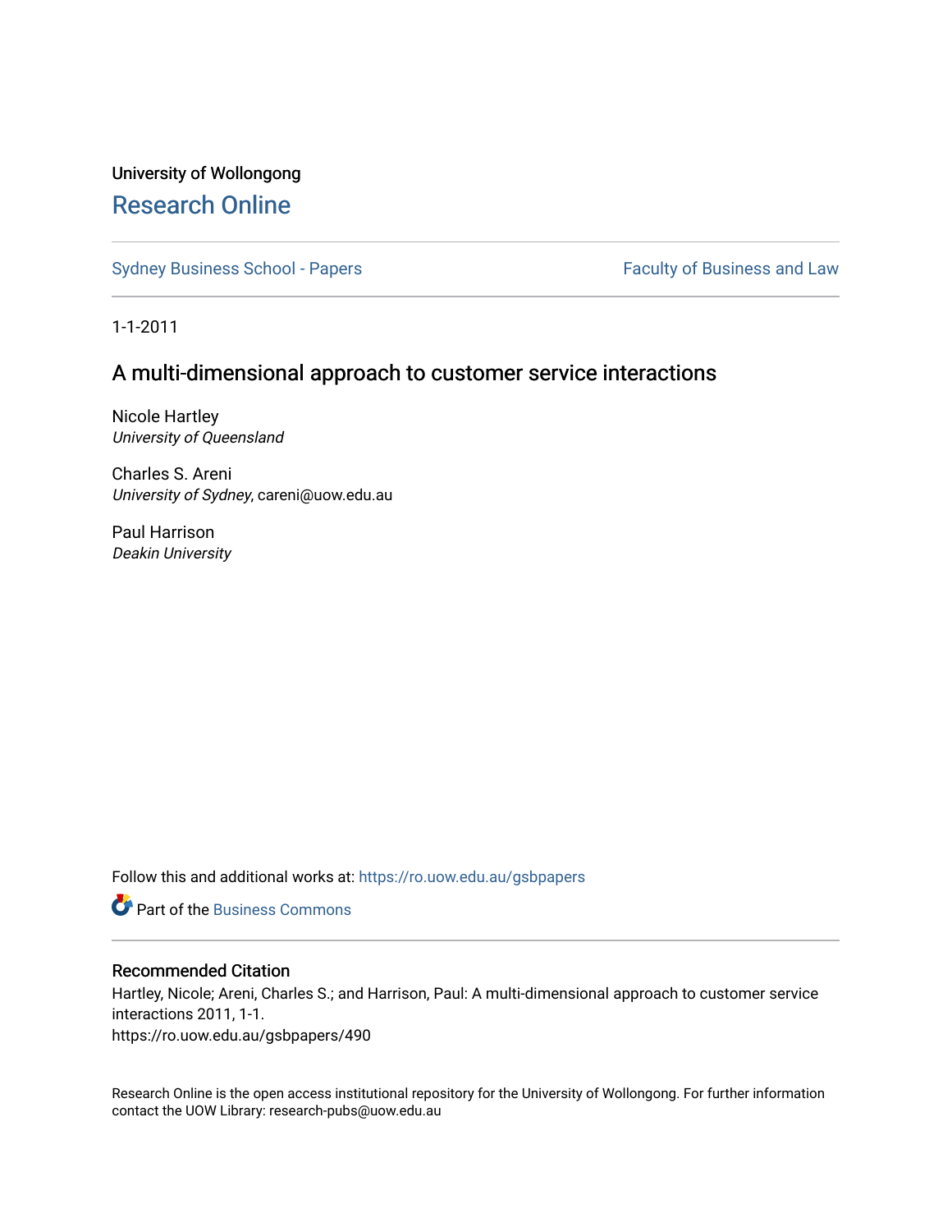University of Wollongong

# Research Online

Sydney Business School - Papers

Faculty of Business and Law

1-1-2011

## A multi-dimensional approach to customer service interactions

Nicole Hartley
*University of Queensland*

Charles S. Areni
*University of Sydney*, careni@uow.edu.au

Paul Harrison
*Deakin University*

Follow this and additional works at: https://ro.uow.edu.au/gsbpapers

Part of the Business Commons

### Recommended Citation

Hartley, Nicole; Areni, Charles S.; and Harrison, Paul: A multi-dimensional approach to customer service interactions 2011, 1-1.
https://ro.uow.edu.au/gsbpapers/490

Research Online is the open access institutional repository for the University of Wollongong. For further information contact the UOW Library: research-pubs@uow.edu.au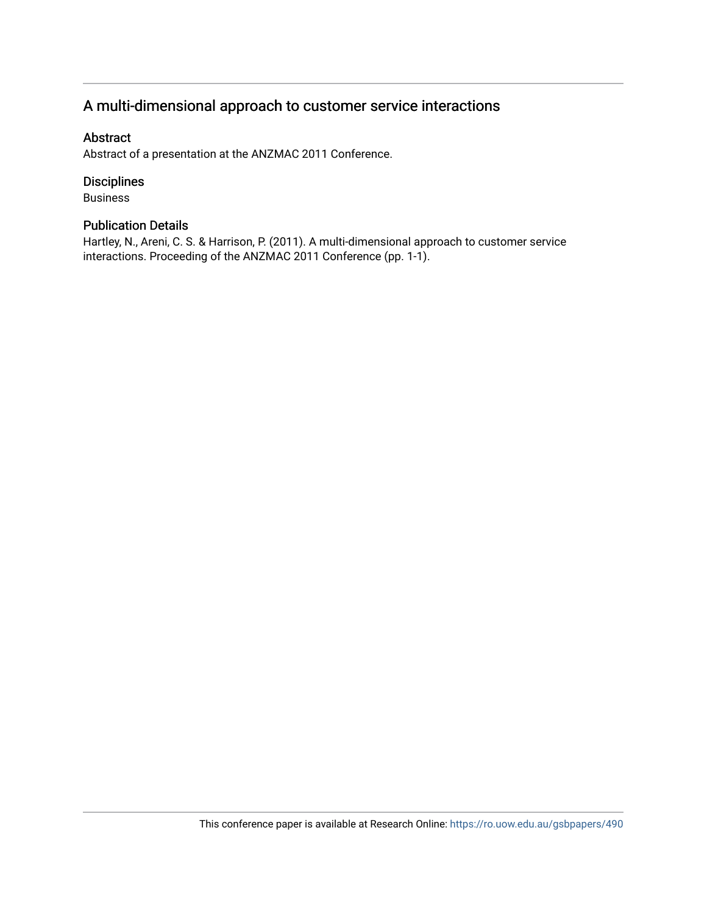# A multi-dimensional approach to customer service interactions

## Abstract

Abstract of a presentation at the ANZMAC 2011 Conference.

## Disciplines

Business

## Publication Details

Hartley, N., Areni, C. S. & Harrison, P. (2011). A multi-dimensional approach to customer service interactions. Proceeding of the ANZMAC 2011 Conference (pp. 1-1).

This conference paper is available at Research Online: https://ro.uow.edu.au/gsbpapers/490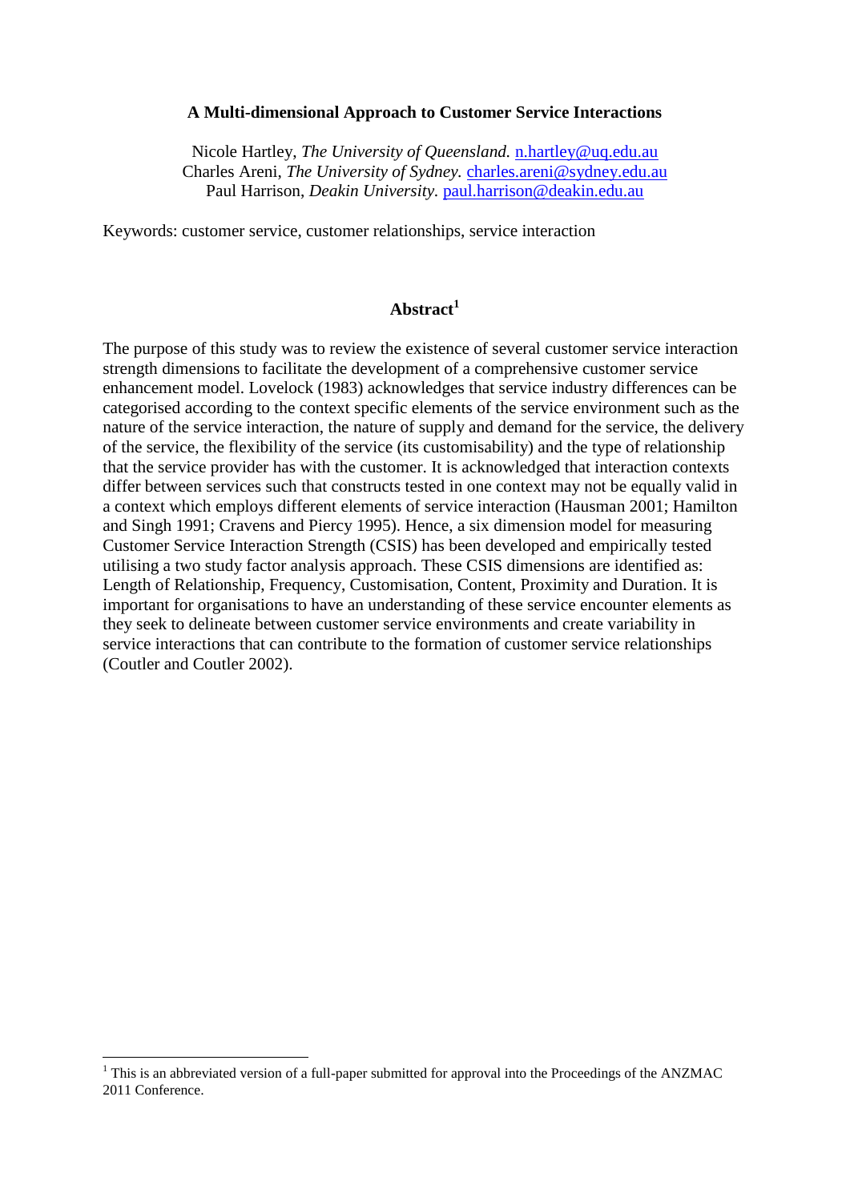**A Multi-dimensional Approach to Customer Service Interactions**

Nicole Hartley, *The University of Queensland.* n.hartley@uq.edu.au
Charles Areni, *The University of Sydney.* charles.areni@sydney.edu.au
Paul Harrison, *Deakin University.* paul.harrison@deakin.edu.au

Keywords: customer service, customer relationships, service interaction

## Abstract[1]

The purpose of this study was to review the existence of several customer service interaction strength dimensions to facilitate the development of a comprehensive customer service enhancement model. Lovelock (1983) acknowledges that service industry differences can be categorised according to the context specific elements of the service environment such as the nature of the service interaction, the nature of supply and demand for the service, the delivery of the service, the flexibility of the service (its customisability) and the type of relationship that the service provider has with the customer. It is acknowledged that interaction contexts differ between services such that constructs tested in one context may not be equally valid in a context which employs different elements of service interaction (Hausman 2001; Hamilton and Singh 1991; Cravens and Piercy 1995). Hence, a six dimension model for measuring Customer Service Interaction Strength (CSIS) has been developed and empirically tested utilising a two study factor analysis approach. These CSIS dimensions are identified as: Length of Relationship, Frequency, Customisation, Content, Proximity and Duration. It is important for organisations to have an understanding of these service encounter elements as they seek to delineate between customer service environments and create variability in service interactions that can contribute to the formation of customer service relationships (Coutler and Coutler 2002).

[1] This is an abbreviated version of a full-paper submitted for approval into the Proceedings of the ANZMAC 2011 Conference.